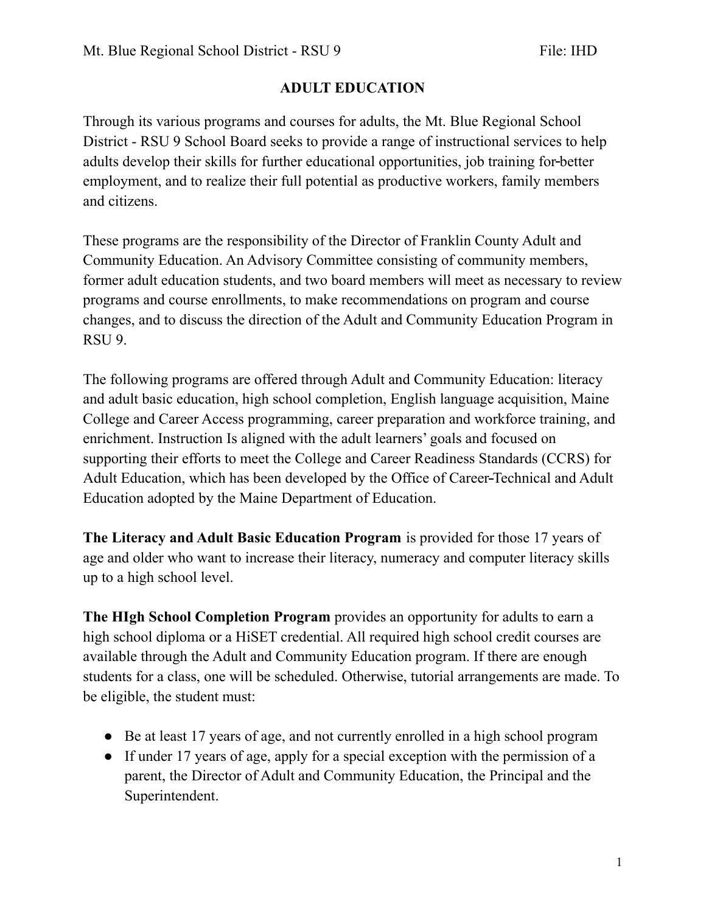Mt. Blue Regional School District - RSU 9 File: IHD

# ADULT EDUCATION

Through its various programs and courses for adults, the Mt. Blue Regional School District - RSU 9 School Board seeks to provide a range of instructional services to help adults develop their skills for further educational opportunities, job training for-better employment, and to realize their full potential as productive workers, family members and citizens.

These programs are the responsibility of the Director of Franklin County Adult and Community Education. An Advisory Committee consisting of community members, former adult education students, and two board members will meet as necessary to review programs and course enrollments, to make recommendations on program and course changes, and to discuss the direction of the Adult and Community Education Program in RSU 9.

The following programs are offered through Adult and Community Education: literacy and adult basic education, high school completion, English language acquisition, Maine College and Career Access programming, career preparation and workforce training, and enrichment. Instruction Is aligned with the adult learners' goals and focused on supporting their efforts to meet the College and Career Readiness Standards (CCRS) for Adult Education, which has been developed by the Office of Career-Technical and Adult Education adopted by the Maine Department of Education.

**The Literacy and Adult Basic Education Program** is provided for those 17 years of age and older who want to increase their literacy, numeracy and computer literacy skills up to a high school level.

**The HIgh School Completion Program** provides an opportunity for adults to earn a high school diploma or a HiSET credential. All required high school credit courses are available through the Adult and Community Education program. If there are enough students for a class, one will be scheduled. Otherwise, tutorial arrangements are made. To be eligible, the student must:

- Be at least 17 years of age, and not currently enrolled in a high school program
- If under 17 years of age, apply for a special exception with the permission of a parent, the Director of Adult and Community Education, the Principal and the Superintendent.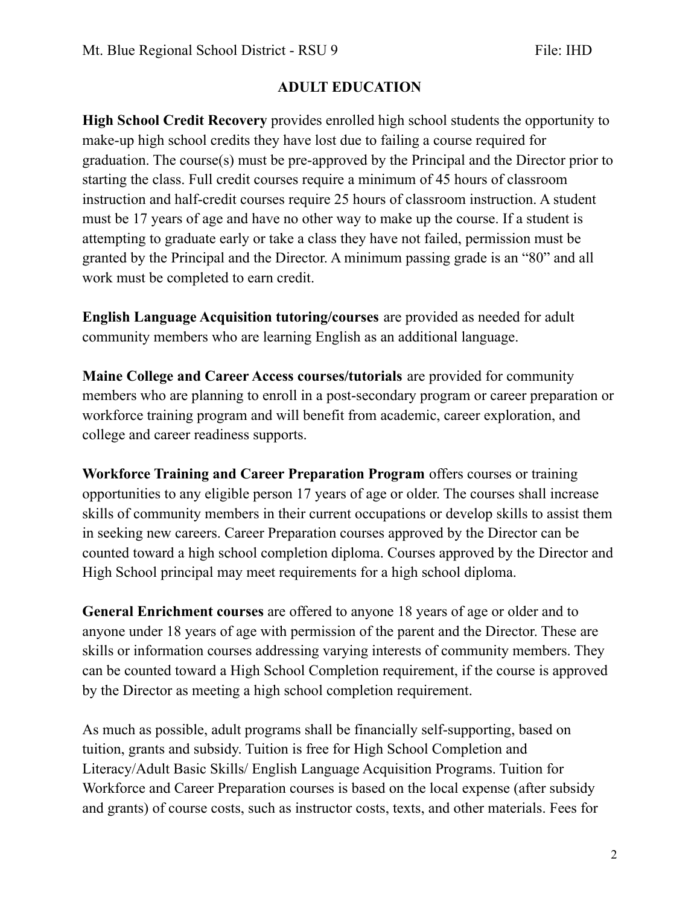## ADULT EDUCATION

**High School Credit Recovery** provides enrolled high school students the opportunity to make-up high school credits they have lost due to failing a course required for graduation. The course(s) must be pre-approved by the Principal and the Director prior to starting the class. Full credit courses require a minimum of 45 hours of classroom instruction and half-credit courses require 25 hours of classroom instruction. A student must be 17 years of age and have no other way to make up the course. If a student is attempting to graduate early or take a class they have not failed, permission must be granted by the Principal and the Director. A minimum passing grade is an "80" and all work must be completed to earn credit.

**English Language Acquisition tutoring/courses** are provided as needed for adult community members who are learning English as an additional language.

**Maine College and Career Access courses/tutorials** are provided for community members who are planning to enroll in a post-secondary program or career preparation or workforce training program and will benefit from academic, career exploration, and college and career readiness supports.

**Workforce Training and Career Preparation Program** offers courses or training opportunities to any eligible person 17 years of age or older. The courses shall increase skills of community members in their current occupations or develop skills to assist them in seeking new careers. Career Preparation courses approved by the Director can be counted toward a high school completion diploma. Courses approved by the Director and High School principal may meet requirements for a high school diploma.

**General Enrichment courses** are offered to anyone 18 years of age or older and to anyone under 18 years of age with permission of the parent and the Director. These are skills or information courses addressing varying interests of community members. They can be counted toward a High School Completion requirement, if the course is approved by the Director as meeting a high school completion requirement.

As much as possible, adult programs shall be financially self-supporting, based on tuition, grants and subsidy. Tuition is free for High School Completion and Literacy/Adult Basic Skills/ English Language Acquisition Programs. Tuition for Workforce and Career Preparation courses is based on the local expense (after subsidy and grants) of course costs, such as instructor costs, texts, and other materials. Fees for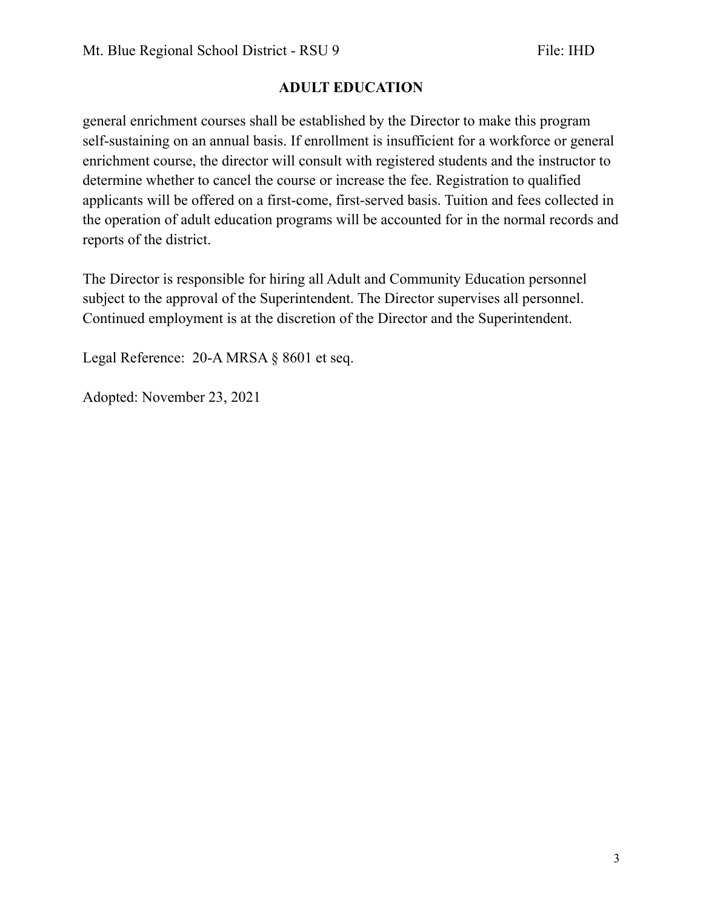## ADULT EDUCATION

general enrichment courses shall be established by the Director to make this program self-sustaining on an annual basis. If enrollment is insufficient for a workforce or general enrichment course, the director will consult with registered students and the instructor to determine whether to cancel the course or increase the fee. Registration to qualified applicants will be offered on a first-come, first-served basis. Tuition and fees collected in the operation of adult education programs will be accounted for in the normal records and reports of the district.

The Director is responsible for hiring all Adult and Community Education personnel subject to the approval of the Superintendent. The Director supervises all personnel. Continued employment is at the discretion of the Director and the Superintendent.

Legal Reference: 20-A MRSA § 8601 et seq.

Adopted: November 23, 2021